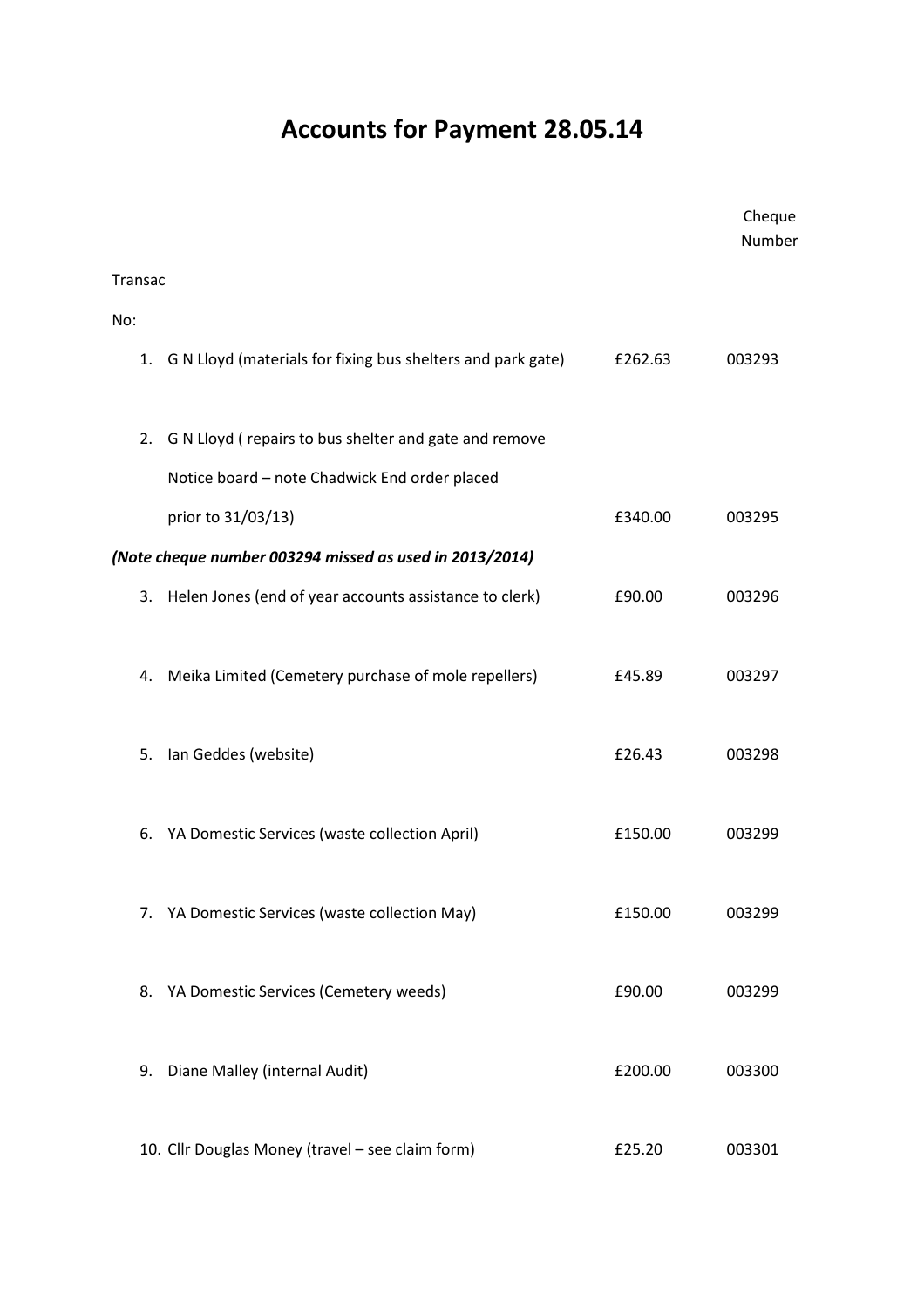# Accounts for Payment 28.05.14

| Transac No: | | | Cheque Number |
|---|---|---|---|
| 1. | G N Lloyd (materials for fixing bus shelters and park gate) | £262.63 | 003293 |
| 2. | G N Lloyd ( repairs to bus shelter and gate and remove Notice board – note Chadwick End order placed prior to 31/03/13) | £340.00 | 003295 |
| | ***(Note cheque number 003294 missed as used in 2013/2014)*** | | |
| 3. | Helen Jones (end of year accounts assistance to clerk) | £90.00 | 003296 |
| 4. | Meika Limited (Cemetery purchase of mole repellers) | £45.89 | 003297 |
| 5. | Ian Geddes (website) | £26.43 | 003298 |
| 6. | YA Domestic Services (waste collection April) | £150.00 | 003299 |
| 7. | YA Domestic Services (waste collection May) | £150.00 | 003299 |
| 8. | YA Domestic Services (Cemetery weeds) | £90.00 | 003299 |
| 9. | Diane Malley (internal Audit) | £200.00 | 003300 |
| 10. | Cllr Douglas Money (travel – see claim form) | £25.20 | 003301 |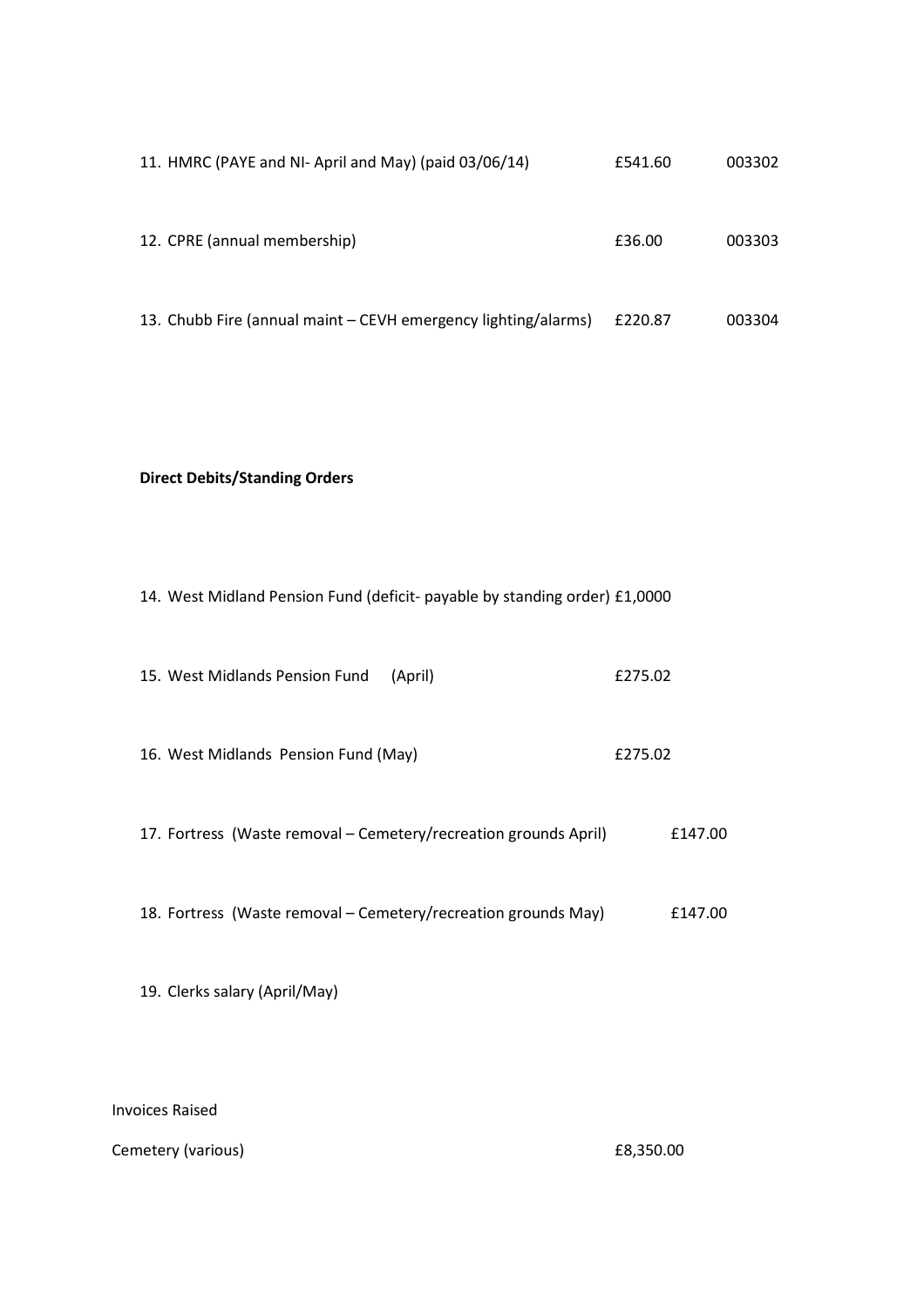11. HMRC (PAYE and NI- April and May) (paid 03/06/14) £541.60 003302

12. CPRE (annual membership) £36.00 003303

13. Chubb Fire (annual maint – CEVH emergency lighting/alarms) £220.87 003304

**Direct Debits/Standing Orders**

14. West Midland Pension Fund (deficit- payable by standing order) £1,0000

15. West Midlands Pension Fund (April) £275.02

16. West Midlands Pension Fund (May) £275.02

17. Fortress (Waste removal – Cemetery/recreation grounds April) £147.00

18. Fortress (Waste removal – Cemetery/recreation grounds May) £147.00

19. Clerks salary (April/May)

Invoices Raised

Cemetery (various) £8,350.00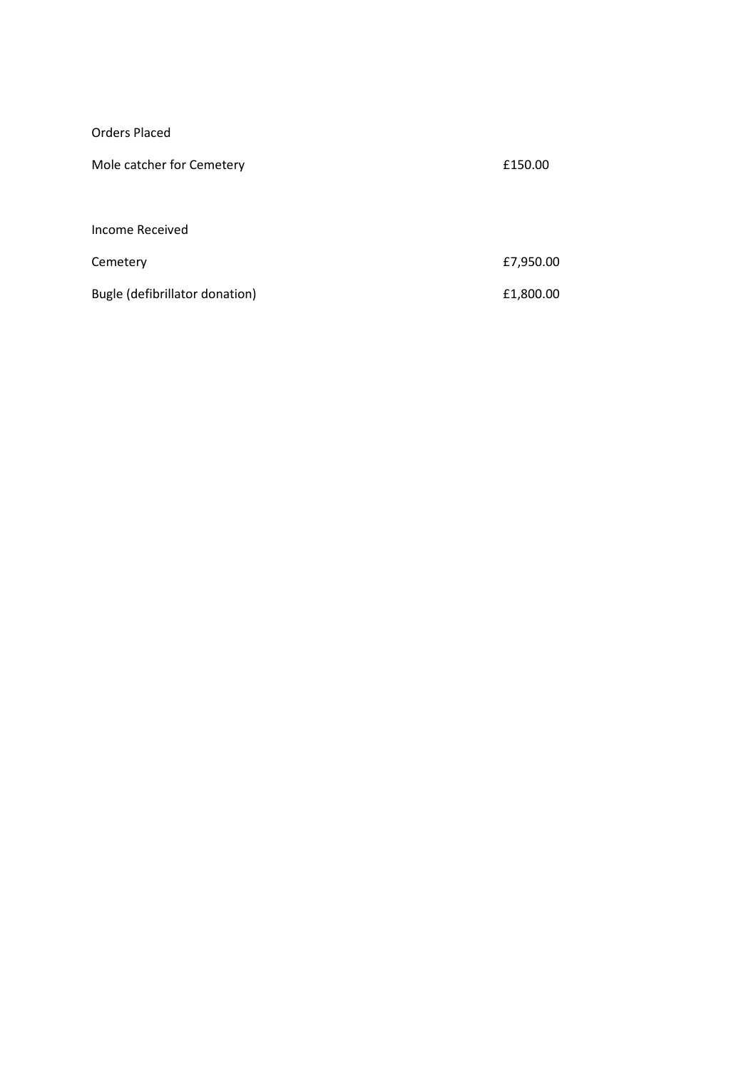Orders Placed

| | |
|---|---|
| Mole catcher for Cemetery | £150.00 |

Income Received

| | |
|---|---|
| Cemetery | £7,950.00 |
| Bugle (defibrillator donation) | £1,800.00 |